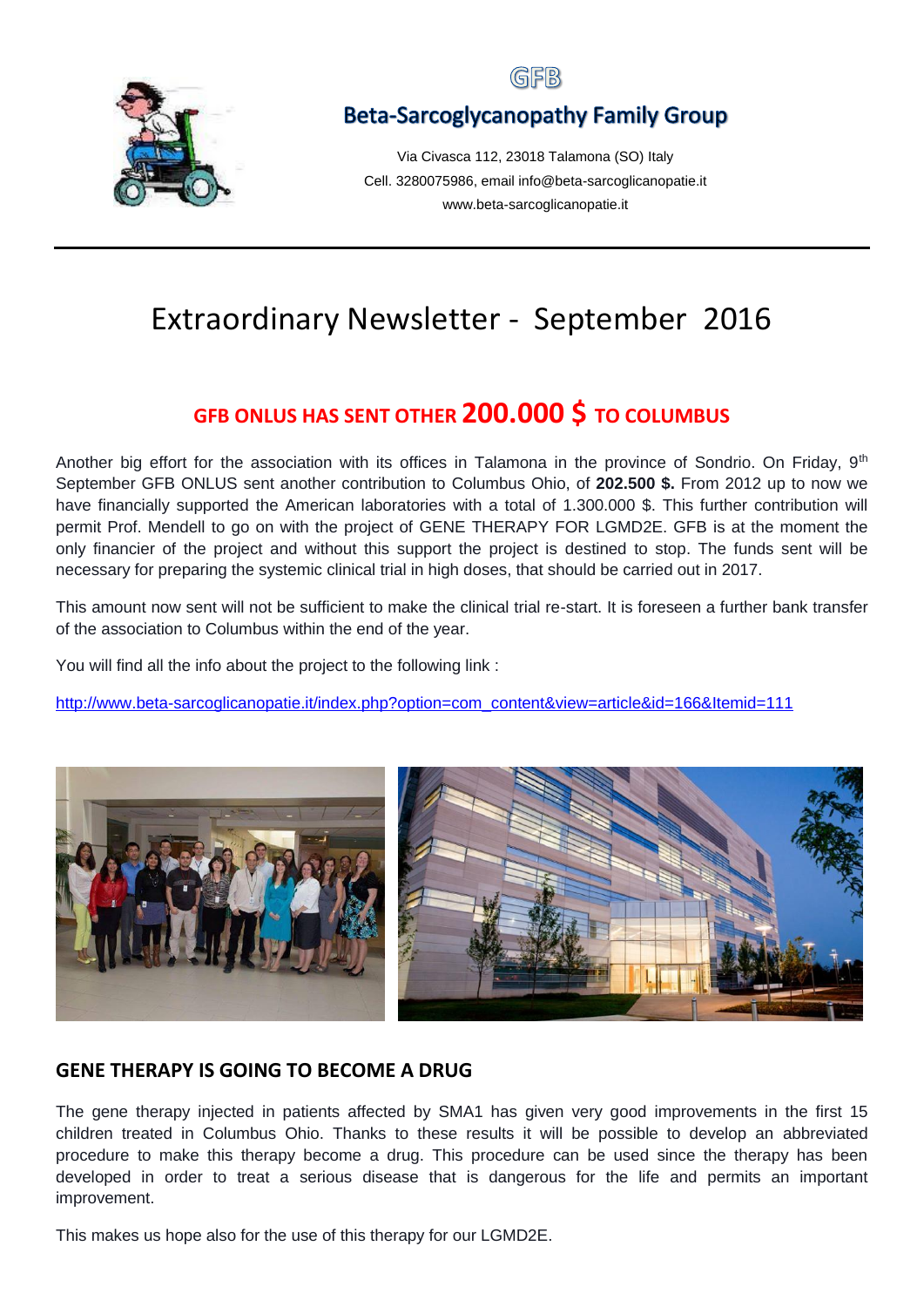GFB

## Beta-Sarcoglycanopathy Family Group

Via Civasca 112, 23018 Talamona (SO) Italy
Cell. 3280075986, email info@beta-sarcoglicanopatie.it
www.beta-sarcoglicanopatie.it

# Extraordinary Newsletter - September 2016

## GFB ONLUS HAS SENT OTHER 200.000 $ TO COLUMBUS

Another big effort for the association with its offices in Talamona in the province of Sondrio. On Friday, 9th September GFB ONLUS sent another contribution to Columbus Ohio, of **202.500 $.** From 2012 up to now we have financially supported the American laboratories with a total of 1.300.000 $. This further contribution will permit Prof. Mendell to go on with the project of GENE THERAPY FOR LGMD2E. GFB is at the moment the only financier of the project and without this support the project is destined to stop. The funds sent will be necessary for preparing the systemic clinical trial in high doses, that should be carried out in 2017.

This amount now sent will not be sufficient to make the clinical trial re-start. It is foreseen a further bank transfer of the association to Columbus within the end of the year.

You will find all the info about the project to the following link :

http://www.beta-sarcoglicanopatie.it/index.php?option=com_content&view=article&id=166&Itemid=111

## GENE THERAPY IS GOING TO BECOME A DRUG

The gene therapy injected in patients affected by SMA1 has given very good improvements in the first 15 children treated in Columbus Ohio. Thanks to these results it will be possible to develop an abbreviated procedure to make this therapy become a drug. This procedure can be used since the therapy has been developed in order to treat a serious disease that is dangerous for the life and permits an important improvement.

This makes us hope also for the use of this therapy for our LGMD2E.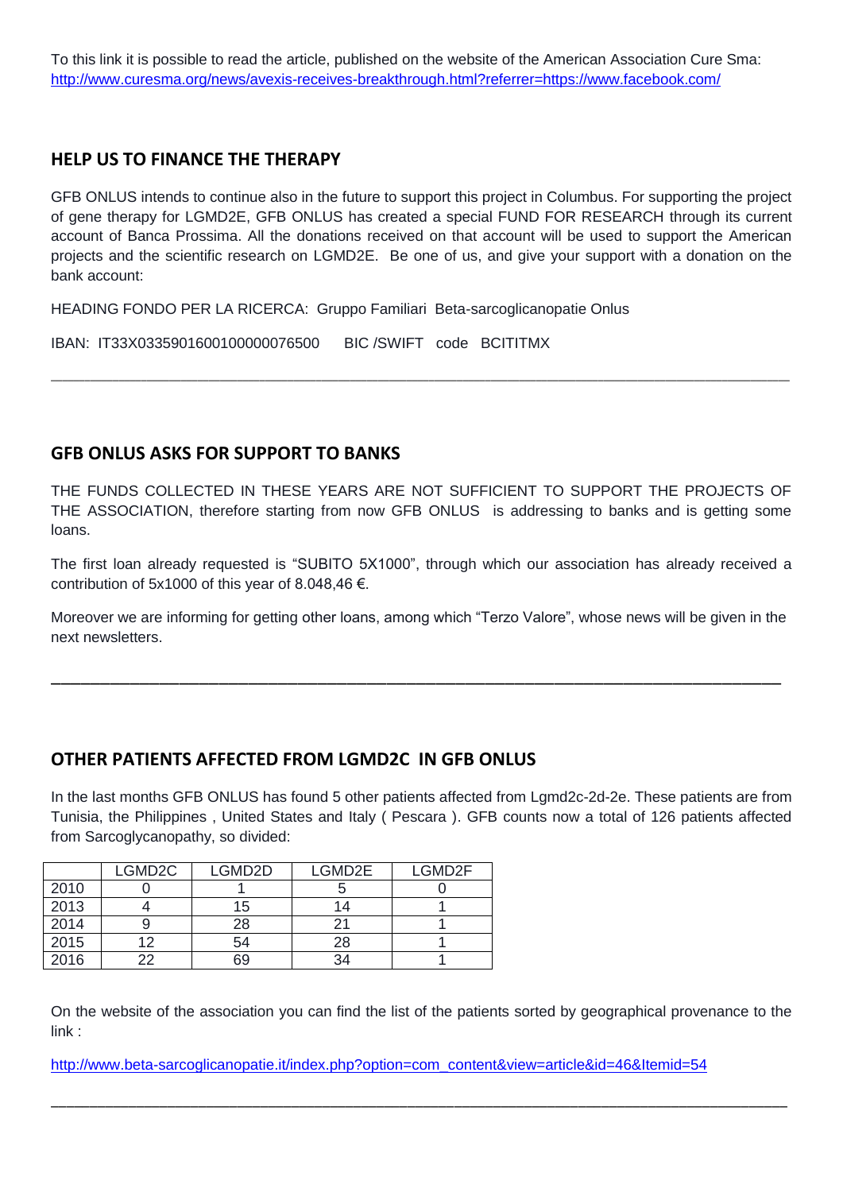To this link it is possible to read the article, published on the website of the American Association Cure Sma: http://www.curesma.org/news/avexis-receives-breakthrough.html?referrer=https://www.facebook.com/

## HELP US TO FINANCE THE THERAPY

GFB ONLUS intends to continue also in the future to support this project in Columbus. For supporting the project of gene therapy for LGMD2E, GFB ONLUS has created a special FUND FOR RESEARCH through its current account of Banca Prossima. All the donations received on that account will be used to support the American projects and the scientific research on LGMD2E. Be one of us, and give your support with a donation on the bank account:

HEADING FONDO PER LA RICERCA: Gruppo Familiari Beta-sarcoglicanopatie Onlus

IBAN: IT33X0335901600100000076500 BIC /SWIFT code BCITITMX

---

## GFB ONLUS ASKS FOR SUPPORT TO BANKS

THE FUNDS COLLECTED IN THESE YEARS ARE NOT SUFFICIENT TO SUPPORT THE PROJECTS OF THE ASSOCIATION, therefore starting from now GFB ONLUS is addressing to banks and is getting some loans.

The first loan already requested is "SUBITO 5X1000", through which our association has already received a contribution of 5x1000 of this year of 8.048,46 €.

Moreover we are informing for getting other loans, among which "Terzo Valore", whose news will be given in the next newsletters.

---

## OTHER PATIENTS AFFECTED FROM LGMD2C IN GFB ONLUS

In the last months GFB ONLUS has found 5 other patients affected from Lgmd2c-2d-2e. These patients are from Tunisia, the Philippines , United States and Italy ( Pescara ). GFB counts now a total of 126 patients affected from Sarcoglycanopathy, so divided:

| | LGMD2C | LGMD2D | LGMD2E | LGMD2F |
|---|---|---|---|---|
| 2010 | 0 | 1 | 5 | 0 |
| 2013 | 4 | 15 | 14 | 1 |
| 2014 | 9 | 28 | 21 | 1 |
| 2015 | 12 | 54 | 28 | 1 |
| 2016 | 22 | 69 | 34 | 1 |

On the website of the association you can find the list of the patients sorted by geographical provenance to the link :

http://www.beta-sarcoglicanopatie.it/index.php?option=com_content&view=article&id=46&Itemid=54

---